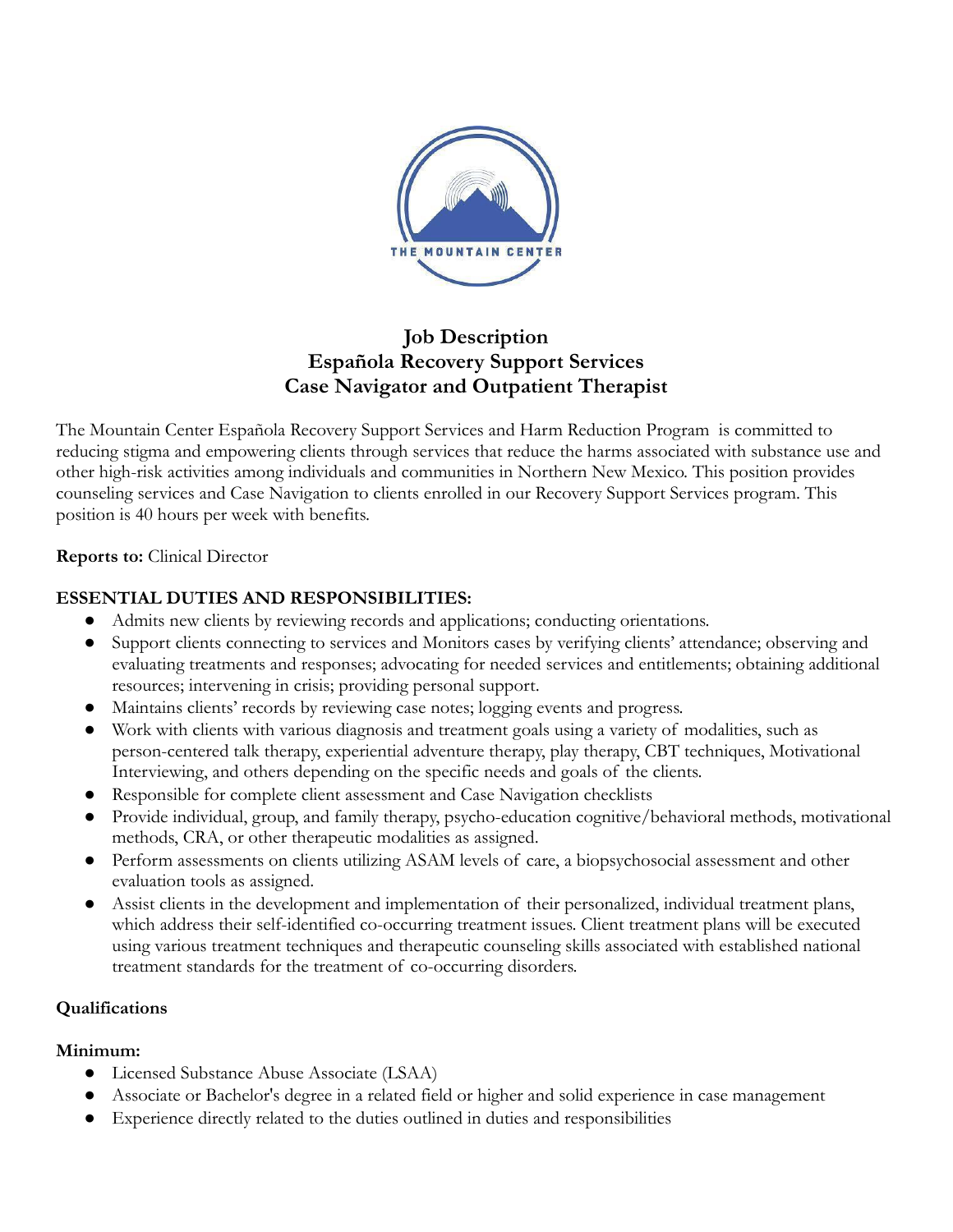THE MOUNTAIN CENTER

# Job Description
# Española Recovery Support Services
# Case Navigator and Outpatient Therapist

The Mountain Center Española Recovery Support Services and Harm Reduction Program is committed to reducing stigma and empowering clients through services that reduce the harms associated with substance use and other high-risk activities among individuals and communities in Northern New Mexico. This position provides counseling services and Case Navigation to clients enrolled in our Recovery Support Services program. This position is 40 hours per week with benefits.

**Reports to:** Clinical Director

## ESSENTIAL DUTIES AND RESPONSIBILITIES:

- Admits new clients by reviewing records and applications; conducting orientations.
- Support clients connecting to services and Monitors cases by verifying clients' attendance; observing and evaluating treatments and responses; advocating for needed services and entitlements; obtaining additional resources; intervening in crisis; providing personal support.
- Maintains clients' records by reviewing case notes; logging events and progress.
- Work with clients with various diagnosis and treatment goals using a variety of modalities, such as person-centered talk therapy, experiential adventure therapy, play therapy, CBT techniques, Motivational Interviewing, and others depending on the specific needs and goals of the clients.
- Responsible for complete client assessment and Case Navigation checklists
- Provide individual, group, and family therapy, psycho-education cognitive/behavioral methods, motivational methods, CRA, or other therapeutic modalities as assigned.
- Perform assessments on clients utilizing ASAM levels of care, a biopsychosocial assessment and other evaluation tools as assigned.
- Assist clients in the development and implementation of their personalized, individual treatment plans, which address their self-identified co-occurring treatment issues. Client treatment plans will be executed using various treatment techniques and therapeutic counseling skills associated with established national treatment standards for the treatment of co-occurring disorders.

## Qualifications

### Minimum:

- Licensed Substance Abuse Associate (LSAA)
- Associate or Bachelor's degree in a related field or higher and solid experience in case management
- Experience directly related to the duties outlined in duties and responsibilities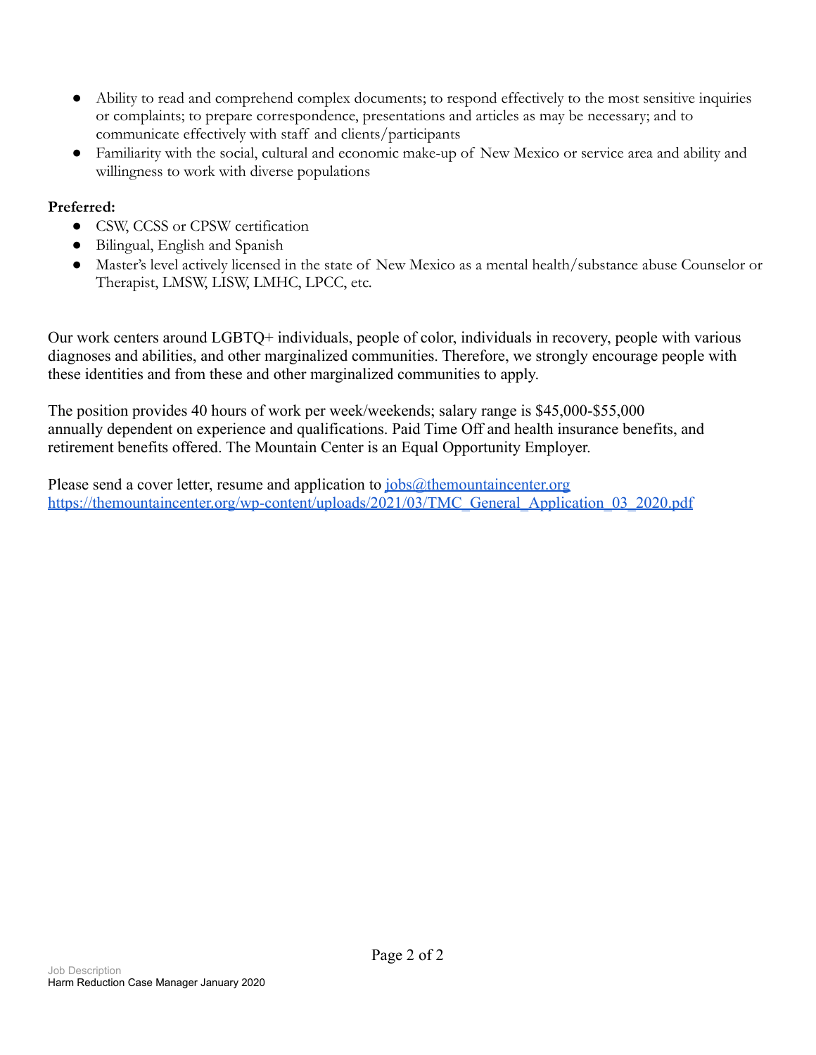- Ability to read and comprehend complex documents; to respond effectively to the most sensitive inquiries or complaints; to prepare correspondence, presentations and articles as may be necessary; and to communicate effectively with staff and clients/participants
- Familiarity with the social, cultural and economic make-up of New Mexico or service area and ability and willingness to work with diverse populations

**Preferred:**

- CSW, CCSS or CPSW certification
- Bilingual, English and Spanish
- Master's level actively licensed in the state of New Mexico as a mental health/substance abuse Counselor or Therapist, LMSW, LISW, LMHC, LPCC, etc.

Our work centers around LGBTQ+ individuals, people of color, individuals in recovery, people with various diagnoses and abilities, and other marginalized communities. Therefore, we strongly encourage people with these identities and from these and other marginalized communities to apply.

The position provides 40 hours of work per week/weekends; salary range is $45,000-$55,000 annually dependent on experience and qualifications. Paid Time Off and health insurance benefits, and retirement benefits offered. The Mountain Center is an Equal Opportunity Employer.

Please send a cover letter, resume and application to jobs@themountaincenter.org
https://themountaincenter.org/wp-content/uploads/2021/03/TMC_General_Application_03_2020.pdf